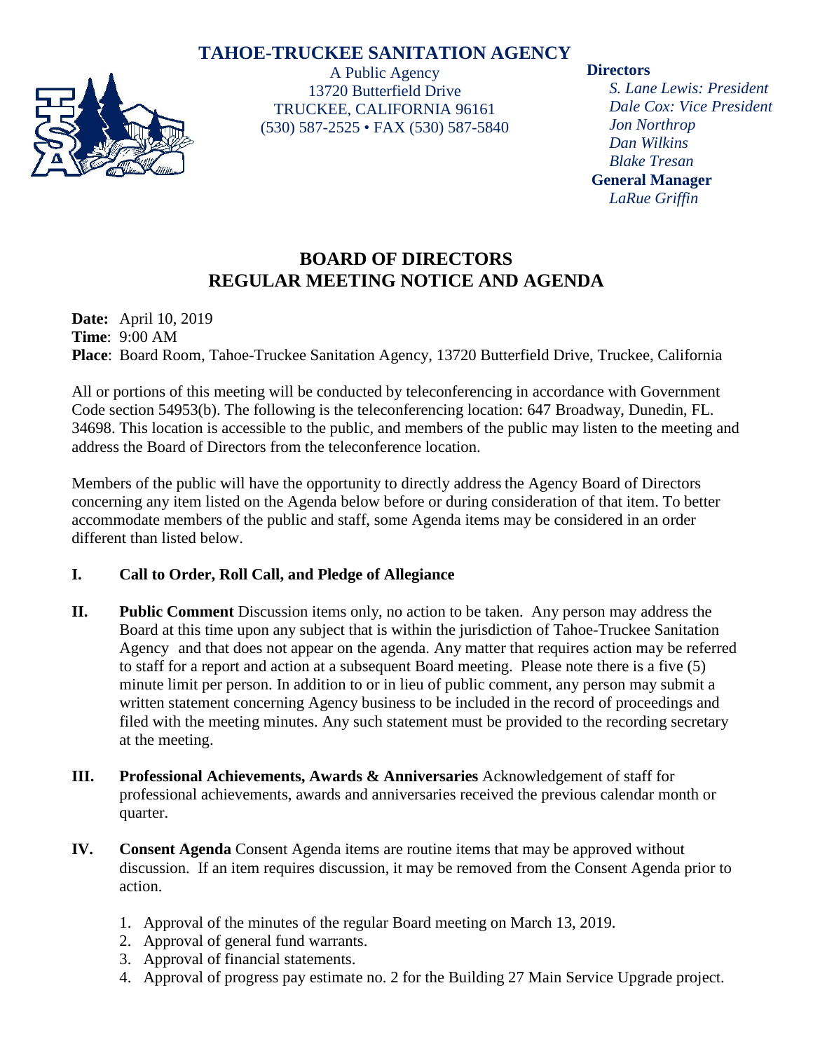# TAHOE-TRUCKEE SANITATION AGENCY

A Public Agency
13720 Butterfield Drive
TRUCKEE, CALIFORNIA 96161
(530) 587-2525 • FAX (530) 587-5840

**Directors**
*S. Lane Lewis: President*
*Dale Cox: Vice President*
*Jon Northrop*
*Dan Wilkins*
*Blake Tresan*

**General Manager**
*LaRue Griffin*

## BOARD OF DIRECTORS
## REGULAR MEETING NOTICE AND AGENDA

**Date:** April 10, 2019
**Time**: 9:00 AM
**Place**: Board Room, Tahoe-Truckee Sanitation Agency, 13720 Butterfield Drive, Truckee, California

All or portions of this meeting will be conducted by teleconferencing in accordance with Government Code section 54953(b). The following is the teleconferencing location: 647 Broadway, Dunedin, FL. 34698. This location is accessible to the public, and members of the public may listen to the meeting and address the Board of Directors from the teleconference location.

Members of the public will have the opportunity to directly address the Agency Board of Directors concerning any item listed on the Agenda below before or during consideration of that item. To better accommodate members of the public and staff, some Agenda items may be considered in an order different than listed below.

**I. Call to Order, Roll Call, and Pledge of Allegiance**

**II. Public Comment** Discussion items only, no action to be taken. Any person may address the Board at this time upon any subject that is within the jurisdiction of Tahoe-Truckee Sanitation Agency and that does not appear on the agenda. Any matter that requires action may be referred to staff for a report and action at a subsequent Board meeting. Please note there is a five (5) minute limit per person. In addition to or in lieu of public comment, any person may submit a written statement concerning Agency business to be included in the record of proceedings and filed with the meeting minutes. Any such statement must be provided to the recording secretary at the meeting.

**III. Professional Achievements, Awards & Anniversaries** Acknowledgement of staff for professional achievements, awards and anniversaries received the previous calendar month or quarter.

**IV. Consent Agenda** Consent Agenda items are routine items that may be approved without discussion. If an item requires discussion, it may be removed from the Consent Agenda prior to action.

1. Approval of the minutes of the regular Board meeting on March 13, 2019.
2. Approval of general fund warrants.
3. Approval of financial statements.
4. Approval of progress pay estimate no. 2 for the Building 27 Main Service Upgrade project.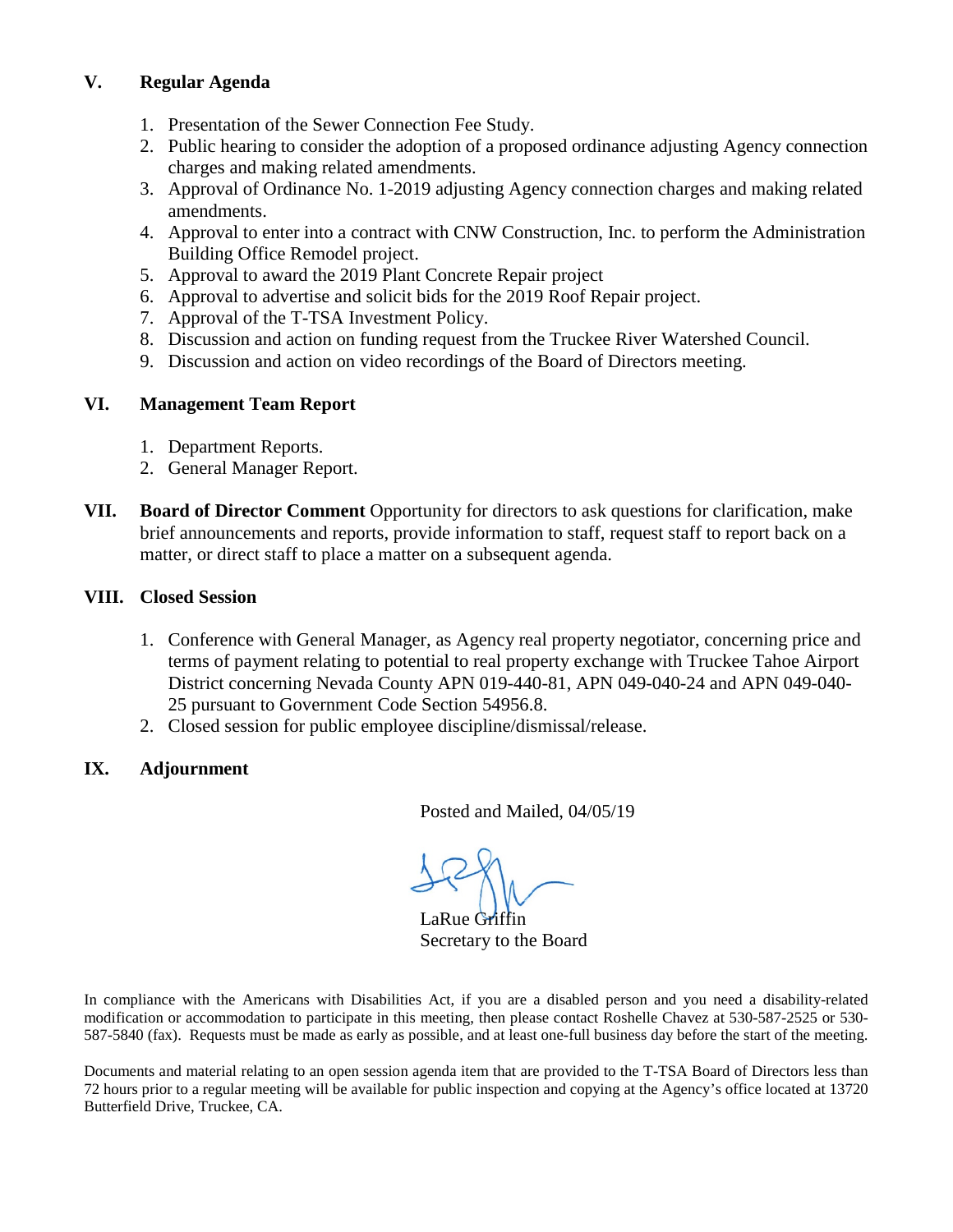## V. Regular Agenda

1. Presentation of the Sewer Connection Fee Study.
2. Public hearing to consider the adoption of a proposed ordinance adjusting Agency connection charges and making related amendments.
3. Approval of Ordinance No. 1-2019 adjusting Agency connection charges and making related amendments.
4. Approval to enter into a contract with CNW Construction, Inc. to perform the Administration Building Office Remodel project.
5. Approval to award the 2019 Plant Concrete Repair project
6. Approval to advertise and solicit bids for the 2019 Roof Repair project.
7. Approval of the T-TSA Investment Policy.
8. Discussion and action on funding request from the Truckee River Watershed Council.
9. Discussion and action on video recordings of the Board of Directors meeting.

## VI. Management Team Report

1. Department Reports.
2. General Manager Report.

## VII. Board of Director Comment

**Board of Director Comment** Opportunity for directors to ask questions for clarification, make brief announcements and reports, provide information to staff, request staff to report back on a matter, or direct staff to place a matter on a subsequent agenda.

## VIII. Closed Session

1. Conference with General Manager, as Agency real property negotiator, concerning price and terms of payment relating to potential to real property exchange with Truckee Tahoe Airport District concerning Nevada County APN 019-440-81, APN 049-040-24 and APN 049-040-25 pursuant to Government Code Section 54956.8.
2. Closed session for public employee discipline/dismissal/release.

## IX. Adjournment

Posted and Mailed, 04/05/19

LaRue Griffin
Secretary to the Board

In compliance with the Americans with Disabilities Act, if you are a disabled person and you need a disability-related modification or accommodation to participate in this meeting, then please contact Roshelle Chavez at 530-587-2525 or 530-587-5840 (fax). Requests must be made as early as possible, and at least one-full business day before the start of the meeting.

Documents and material relating to an open session agenda item that are provided to the T-TSA Board of Directors less than 72 hours prior to a regular meeting will be available for public inspection and copying at the Agency's office located at 13720 Butterfield Drive, Truckee, CA.